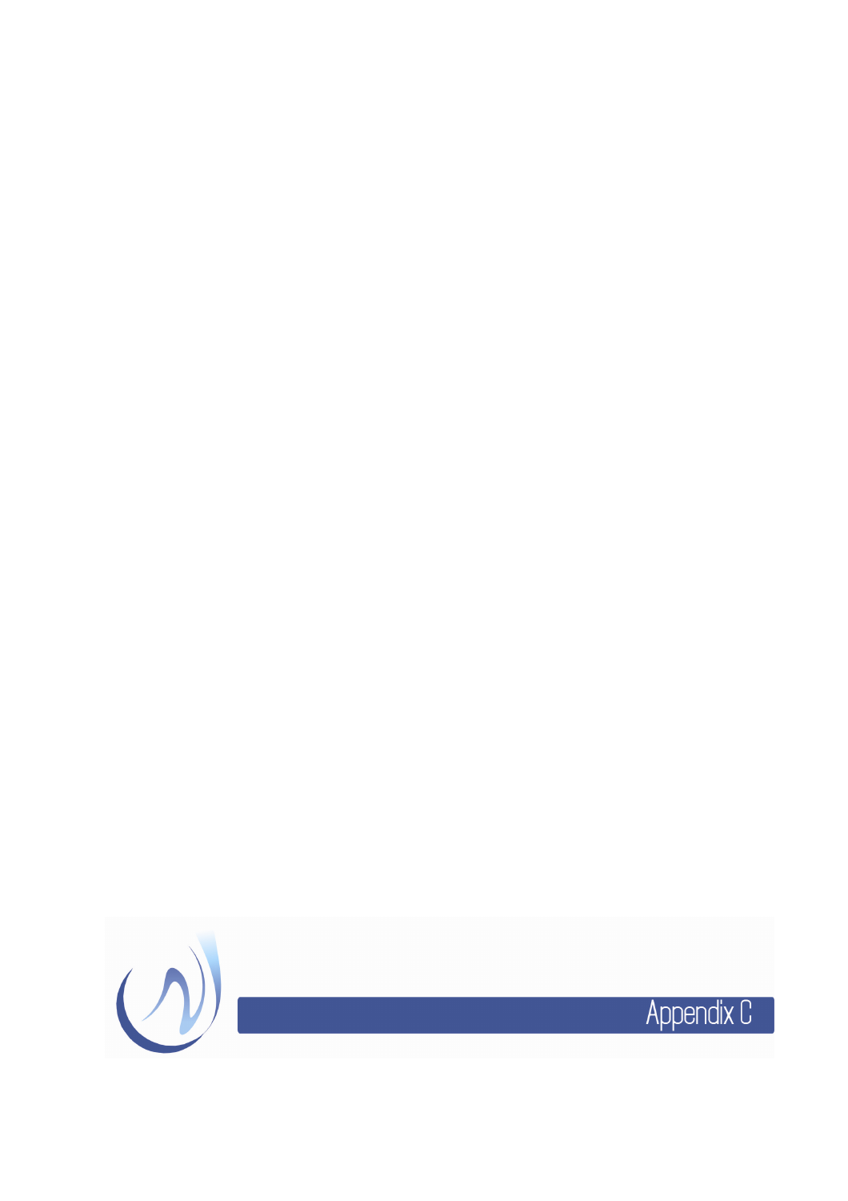# Appendix C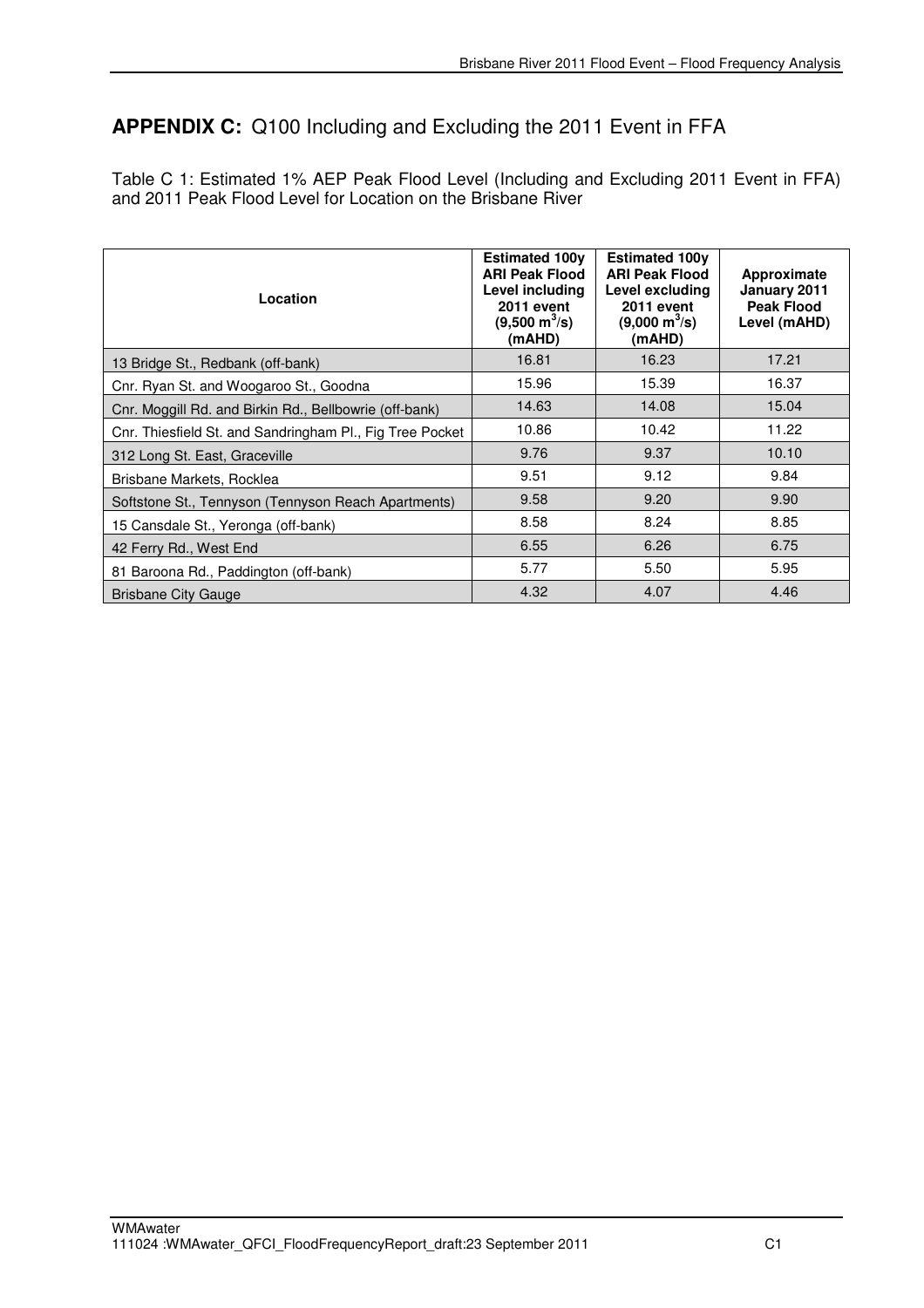## APPENDIX C: Q100 Including and Excluding the 2011 Event in FFA

Table C 1: Estimated 1% AEP Peak Flood Level (Including and Excluding 2011 Event in FFA) and 2011 Peak Flood Level for Location on the Brisbane River

| Location | Estimated 100y ARI Peak Flood Level including 2011 event (9,500 $m^3/s$) (mAHD) | Estimated 100y ARI Peak Flood Level excluding 2011 event (9,000 $m^3/s$) (mAHD) | Approximate January 2011 Peak Flood Level (mAHD) |
|---|---|---|---|
| 13 Bridge St., Redbank (off-bank) | 16.81 | 16.23 | 17.21 |
| Cnr. Ryan St. and Woogaroo St., Goodna | 15.96 | 15.39 | 16.37 |
| Cnr. Moggill Rd. and Birkin Rd., Bellbowrie (off-bank) | 14.63 | 14.08 | 15.04 |
| Cnr. Thiesfield St. and Sandringham Pl., Fig Tree Pocket | 10.86 | 10.42 | 11.22 |
| 312 Long St. East, Graceville | 9.76 | 9.37 | 10.10 |
| Brisbane Markets, Rocklea | 9.51 | 9.12 | 9.84 |
| Softstone St., Tennyson (Tennyson Reach Apartments) | 9.58 | 9.20 | 9.90 |
| 15 Cansdale St., Yeronga (off-bank) | 8.58 | 8.24 | 8.85 |
| 42 Ferry Rd., West End | 6.55 | 6.26 | 6.75 |
| 81 Baroona Rd., Paddington (off-bank) | 5.77 | 5.50 | 5.95 |
| Brisbane City Gauge | 4.32 | 4.07 | 4.46 |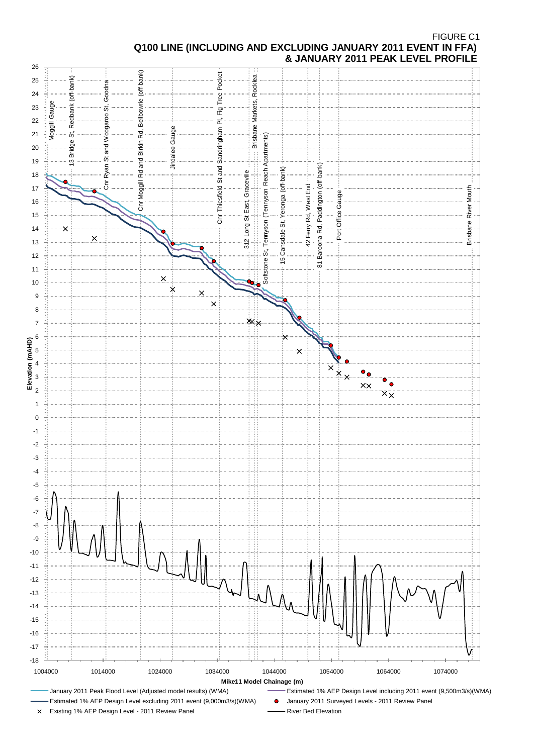FIGURE C1

**Q100 LINE (INCLUDING AND EXCLUDING JANUARY 2011 EVENT IN FFA) & JANUARY 2011 PEAK LEVEL PROFILE**

Moggill Gauge
13 Bridge St, Redbank (off-bank)
Cnr Ryan St and Woogaroo St, Goodna
Cnr Moggill Rd and Birkin Rd, Bellbowrie (off-bank)
Jindalee Gauge
Cnr Thiesfield St and Sandringham Pl, Fig Tree Pocket
312 Long St East, Graceville
Brisbane Markets, Rocklea
Softstone St, Tennyson (Tennyson Reach Apartments)
15 Cansdale St, Yeronga (off-bank)
42 Ferry Rd, West End
81 Baroona Rd, Paddington (off-bank)
Port Office Gauge
Brisbane River Mouth

Elevation (mAHD)

26
25
24
23
22
21
20
19
18
17
16
15
14
13
12
11
10
9
8
7
6
5
4
3
2
1
0
-1
-2
-3
-4
-5
-6
-7
-8
-9
-10
-11
-12
-13
-14
-15
-16
-17
-18

1004000
1014000
1024000
1034000
1044000
1054000
1064000
1074000

Mike11 Model Chainage (m)

January 2011 Peak Flood Level (Adjusted model results) (WMA)
Estimated 1% AEP Design Level including 2011 event (9,500m3/s)(WMA)
Estimated 1% AEP Design Level excluding 2011 event (9,000m3/s)(WMA)
January 2011 Surveyed Levels - 2011 Review Panel
Existing 1% AEP Design Level - 2011 Review Panel
River Bed Elevation